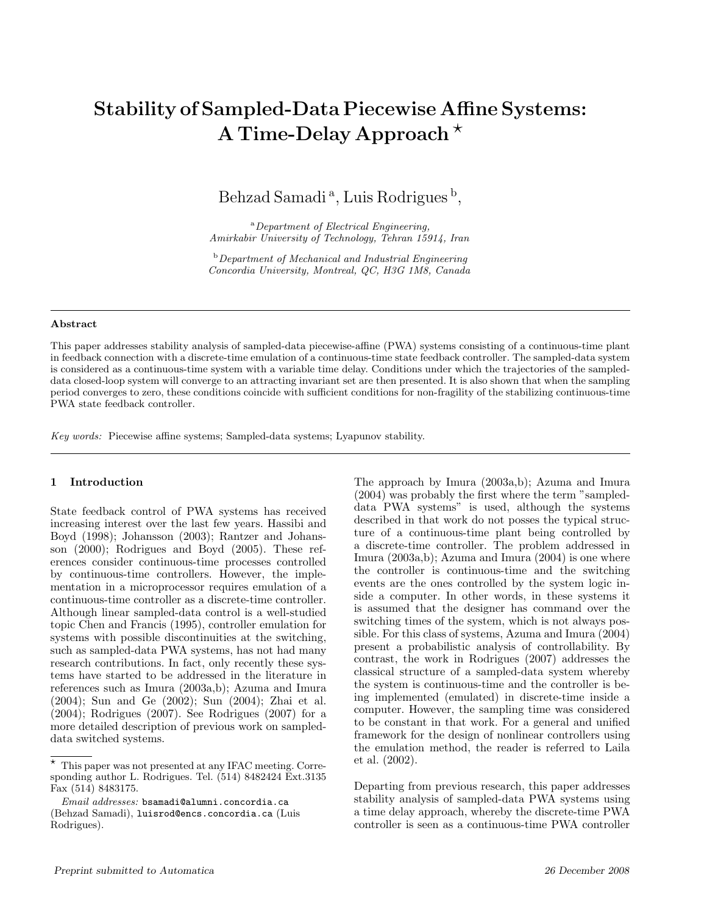# Stability of Sampled-Data Piecewise Affine Systems: A Time-Delay Approach [⋆]

Behzad Samadi [a], Luis Rodrigues [b],

[a] *Department of Electrical Engineering, Amirkabir University of Technology, Tehran 15914, Iran*

[b] *Department of Mechanical and Industrial Engineering Concordia University, Montreal, QC, H3G 1M8, Canada*

---

**Abstract**

This paper addresses stability analysis of sampled-data piecewise-affine (PWA) systems consisting of a continuous-time plant in feedback connection with a discrete-time emulation of a continuous-time state feedback controller. The sampled-data system is considered as a continuous-time system with a variable time delay. Conditions under which the trajectories of the sampled-data closed-loop system will converge to an attracting invariant set are then presented. It is also shown that when the sampling period converges to zero, these conditions coincide with sufficient conditions for non-fragility of the stabilizing continuous-time PWA state feedback controller.

*Key words:* Piecewise affine systems; Sampled-data systems; Lyapunov stability.

---

## 1 Introduction

State feedback control of PWA systems has received increasing interest over the last few years. Hassibi and Boyd (1998); Johansson (2003); Rantzer and Johansson (2000); Rodrigues and Boyd (2005). These references consider continuous-time processes controlled by continuous-time controllers. However, the implementation in a microprocessor requires emulation of a continuous-time controller as a discrete-time controller. Although linear sampled-data control is a well-studied topic Chen and Francis (1995), controller emulation for systems with possible discontinuities at the switching, such as sampled-data PWA systems, has not had many research contributions. In fact, only recently these systems have started to be addressed in the literature in references such as Imura (2003a,b); Azuma and Imura (2004); Sun and Ge (2002); Sun (2004); Zhai et al. (2004); Rodrigues (2007). See Rodrigues (2007) for a more detailed description of previous work on sampled-data switched systems.

The approach by Imura (2003a,b); Azuma and Imura (2004) was probably the first where the term "sampled-data PWA systems" is used, although the systems described in that work do not posses the typical structure of a continuous-time plant being controlled by a discrete-time controller. The problem addressed in Imura (2003a,b); Azuma and Imura (2004) is one where the controller is continuous-time and the switching events are the ones controlled by the system logic inside a computer. In other words, in these systems it is assumed that the designer has command over the switching times of the system, which is not always possible. For this class of systems, Azuma and Imura (2004) present a probabilistic analysis of controllability. By contrast, the work in Rodrigues (2007) addresses the classical structure of a sampled-data system whereby the system is continuous-time and the controller is being implemented (emulated) in discrete-time inside a computer. However, the sampling time was considered to be constant in that work. For a general and unified framework for the design of nonlinear controllers using the emulation method, the reader is referred to Laila et al. (2002).

Departing from previous research, this paper addresses stability analysis of sampled-data PWA systems using a time delay approach, whereby the discrete-time PWA controller is seen as a continuous-time PWA controller

---

[⋆] This paper was not presented at any IFAC meeting. Corresponding author L. Rodrigues. Tel. (514) 8482424 Ext.3135 Fax (514) 8483175.

*Email addresses:* bsamadi@alumni.concordia.ca (Behzad Samadi), luisrod@encs.concordia.ca (Luis Rodrigues).

*Preprint submitted to Automatica* — *26 December 2008*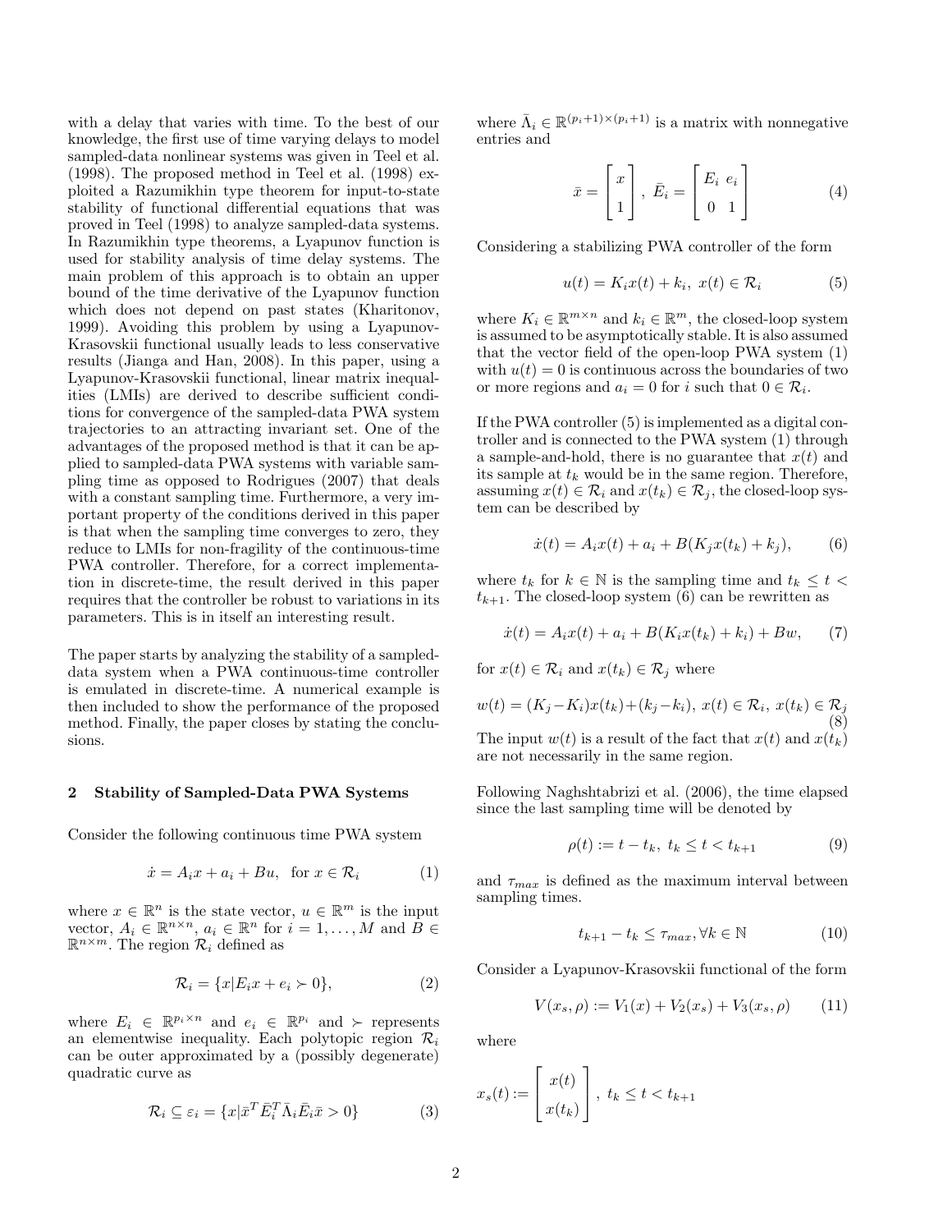with a delay that varies with time. To the best of our knowledge, the first use of time varying delays to model sampled-data nonlinear systems was given in Teel et al. (1998). The proposed method in Teel et al. (1998) exploited a Razumikhin type theorem for input-to-state stability of functional differential equations that was proved in Teel (1998) to analyze sampled-data systems. In Razumikhin type theorems, a Lyapunov function is used for stability analysis of time delay systems. The main problem of this approach is to obtain an upper bound of the time derivative of the Lyapunov function which does not depend on past states (Kharitonov, 1999). Avoiding this problem by using a Lyapunov-Krasovskii functional usually leads to less conservative results (Jianga and Han, 2008). In this paper, using a Lyapunov-Krasovskii functional, linear matrix inequalities (LMIs) are derived to describe sufficient conditions for convergence of the sampled-data PWA system trajectories to an attracting invariant set. One of the advantages of the proposed method is that it can be applied to sampled-data PWA systems with variable sampling time as opposed to Rodrigues (2007) that deals with a constant sampling time. Furthermore, a very important property of the conditions derived in this paper is that when the sampling time converges to zero, they reduce to LMIs for non-fragility of the continuous-time PWA controller. Therefore, for a correct implementation in discrete-time, the result derived in this paper requires that the controller be robust to variations in its parameters. This is in itself an interesting result.

The paper starts by analyzing the stability of a sampled-data system when a PWA continuous-time controller is emulated in discrete-time. A numerical example is then included to show the performance of the proposed method. Finally, the paper closes by stating the conclusions.

## 2 Stability of Sampled-Data PWA Systems

Consider the following continuous time PWA system

$$\dot{x} = A_i x + a_i + Bu, \quad \text{for } x \in \mathcal{R}_i \tag{1}$$

where $x \in \mathbb{R}^n$ is the state vector, $u \in \mathbb{R}^m$ is the input vector, $A_i \in \mathbb{R}^{n\times n}$, $a_i \in \mathbb{R}^n$ for $i = 1, \ldots, M$ and $B \in \mathbb{R}^{n\times m}$. The region $\mathcal{R}_i$ defined as

$$\mathcal{R}_i = \{x | E_i x + e_i \succ 0\}, \tag{2}$$

where $E_i \in \mathbb{R}^{p_i\times n}$ and $e_i \in \mathbb{R}^{p_i}$ and $\succ$ represents an elementwise inequality. Each polytopic region $\mathcal{R}_i$ can be outer approximated by a (possibly degenerate) quadratic curve as

$$\mathcal{R}_i \subseteq \varepsilon_i = \{x | \bar{x}^T \bar{E}_i^T \bar{\Lambda}_i \bar{E}_i \bar{x} > 0\} \tag{3}$$

where $\bar{\Lambda}_i \in \mathbb{R}^{(p_i+1)\times(p_i+1)}$ is a matrix with nonnegative entries and

$$\bar{x} = \begin{bmatrix} x \\ 1 \end{bmatrix}, \; \bar{E}_i = \begin{bmatrix} E_i & e_i \\ 0 & 1 \end{bmatrix} \tag{4}$$

Considering a stabilizing PWA controller of the form

$$u(t) = K_i x(t) + k_i, \; x(t) \in \mathcal{R}_i \tag{5}$$

where $K_i \in \mathbb{R}^{m\times n}$ and $k_i \in \mathbb{R}^m$, the closed-loop system is assumed to be asymptotically stable. It is also assumed that the vector field of the open-loop PWA system (1) with $u(t) = 0$ is continuous across the boundaries of two or more regions and $a_i = 0$ for $i$ such that $0 \in \mathcal{R}_i$.

If the PWA controller (5) is implemented as a digital controller and is connected to the PWA system (1) through a sample-and-hold, there is no guarantee that $x(t)$ and its sample at $t_k$ would be in the same region. Therefore, assuming $x(t) \in \mathcal{R}_i$ and $x(t_k) \in \mathcal{R}_j$, the closed-loop system can be described by

$$\dot{x}(t) = A_i x(t) + a_i + B(K_j x(t_k) + k_j), \tag{6}$$

where $t_k$ for $k \in \mathbb{N}$ is the sampling time and $t_k \le t < t_{k+1}$. The closed-loop system (6) can be rewritten as

$$\dot{x}(t) = A_i x(t) + a_i + B(K_i x(t_k) + k_i) + Bw, \tag{7}$$

for $x(t) \in \mathcal{R}_i$ and $x(t_k) \in \mathcal{R}_j$ where

$$w(t) = (K_j - K_i)x(t_k) + (k_j - k_i), \; x(t) \in \mathcal{R}_i, \; x(t_k) \in \mathcal{R}_j \tag{8}$$

The input $w(t)$ is a result of the fact that $x(t)$ and $x(t_k)$ are not necessarily in the same region.

Following Naghshtabrizi et al. (2006), the time elapsed since the last sampling time will be denoted by

$$\rho(t) := t - t_k, \; t_k \le t < t_{k+1} \tag{9}$$

and $\tau_{max}$ is defined as the maximum interval between sampling times.

$$t_{k+1} - t_k \le \tau_{max}, \forall k \in \mathbb{N} \tag{10}$$

Consider a Lyapunov-Krasovskii functional of the form

$$V(x_s, \rho) := V_1(x) + V_2(x_s) + V_3(x_s, \rho) \tag{11}$$

where

$$x_s(t) := \begin{bmatrix} x(t) \\ x(t_k) \end{bmatrix}, \; t_k \le t < t_{k+1}$$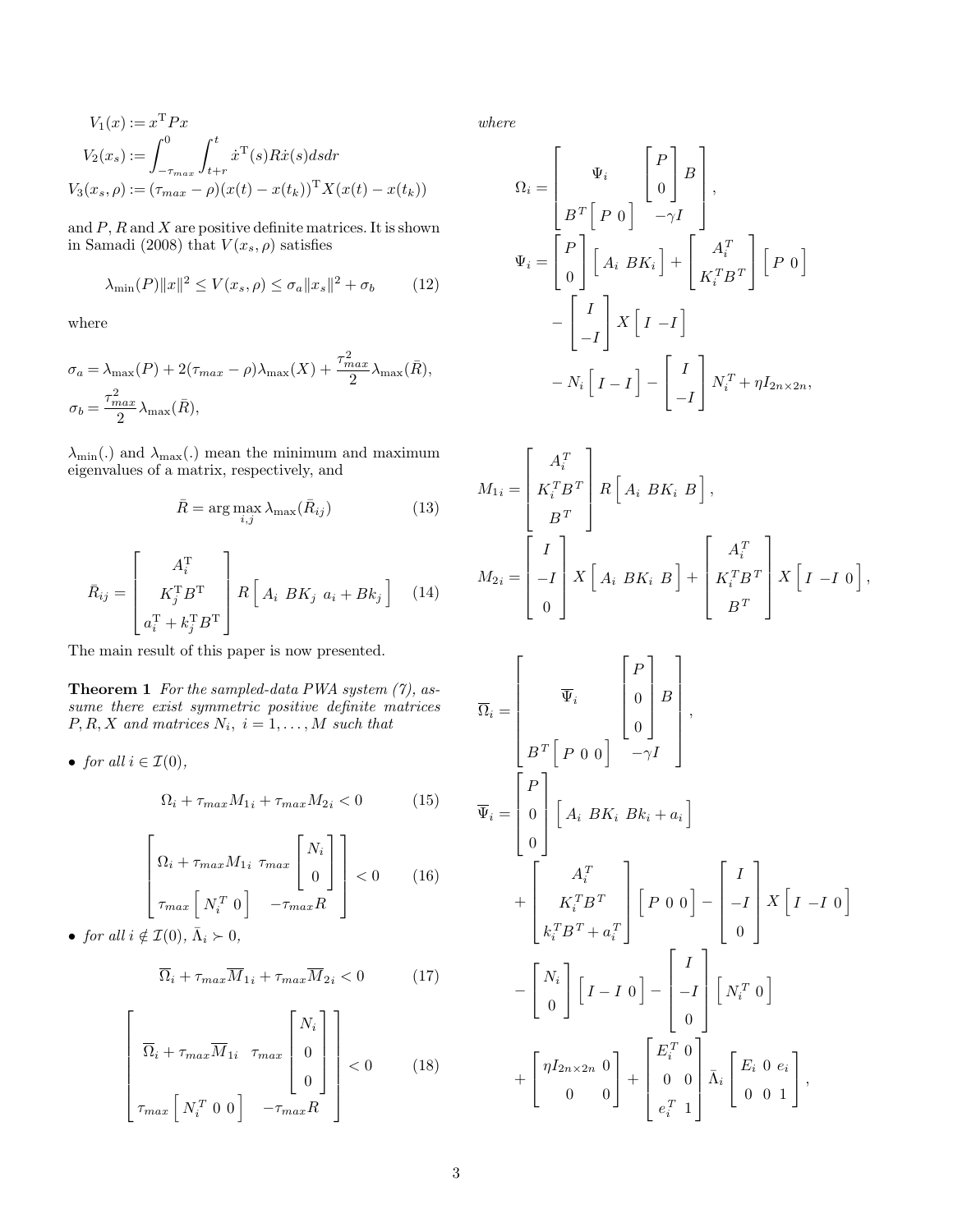$$
\begin{aligned}
V_1(x) &:= x^{\mathrm{T}} P x \\
V_2(x_s) &:= \int_{-\tau_{max}}^{0} \int_{t+r}^{t} \dot{x}^{\mathrm{T}}(s) R \dot{x}(s) ds dr \\
V_3(x_s, \rho) &:= (\tau_{max} - \rho)(x(t) - x(t_k))^{\mathrm{T}} X (x(t) - x(t_k))
\end{aligned}
$$

and $P$, $R$ and $X$ are positive definite matrices. It is shown in Samadi (2008) that $V(x_s, \rho)$ satisfies

$$
\lambda_{\min}(P)\|x\|^2 \leq V(x_s, \rho) \leq \sigma_a \|x_s\|^2 + \sigma_b \tag{12}
$$

where

$$
\begin{aligned}
\sigma_a &= \lambda_{\max}(P) + 2(\tau_{max} - \rho)\lambda_{\max}(X) + \frac{\tau_{max}^2}{2}\lambda_{\max}(\bar{R}), \\
\sigma_b &= \frac{\tau_{max}^2}{2}\lambda_{\max}(\bar{R}),
\end{aligned}
$$

$\lambda_{\min}(.)$ and $\lambda_{\max}(.)$ mean the minimum and maximum eigenvalues of a matrix, respectively, and

$$
\bar{R} = \arg\max_{i,j} \lambda_{\max}(\bar{R}_{ij}) \tag{13}
$$

$$
\bar{R}_{ij} = \begin{bmatrix} A_i^{\mathrm{T}} \\ K_j^{\mathrm{T}} B^{\mathrm{T}} \\ a_i^{\mathrm{T}} + k_j^{\mathrm{T}} B^{\mathrm{T}} \end{bmatrix} R \begin{bmatrix} A_i & BK_j & a_i + Bk_j \end{bmatrix} \tag{14}
$$

The main result of this paper is now presented.

**Theorem 1** *For the sampled-data PWA system (7), assume there exist symmetric positive definite matrices $P, R, X$ and matrices $N_i$, $i = 1, \ldots, M$ such that*

- *for all $i \in \mathcal{I}(0)$,*

$$
\Omega_i + \tau_{max} M_{1i} + \tau_{max} M_{2i} < 0 \tag{15}
$$

$$
\begin{bmatrix} \Omega_i + \tau_{max} M_{1i} & \tau_{max} \begin{bmatrix} N_i \\ 0 \end{bmatrix} \\ \tau_{max} \begin{bmatrix} N_i^T & 0 \end{bmatrix} & -\tau_{max} R \end{bmatrix} < 0 \tag{16}
$$

- *for all $i \notin \mathcal{I}(0)$, $\bar{\Lambda}_i \succ 0$,*

$$
\overline{\Omega}_i + \tau_{max} \overline{M}_{1i} + \tau_{max} \overline{M}_{2i} < 0 \tag{17}
$$

$$
\begin{bmatrix} \overline{\Omega}_i + \tau_{max} \overline{M}_{1i} & \tau_{max} \begin{bmatrix} N_i \\ 0 \\ 0 \end{bmatrix} \\ \tau_{max} \begin{bmatrix} N_i^T & 0 & 0 \end{bmatrix} & -\tau_{max} R \end{bmatrix} < 0 \tag{18}
$$

*where*

$$
\Omega_i = \begin{bmatrix} \Psi_i & \begin{bmatrix} P \\ 0 \end{bmatrix} B \\ B^T \begin{bmatrix} P & 0 \end{bmatrix} & -\gamma I \end{bmatrix},
$$

$$
\begin{aligned}
\Psi_i = & \begin{bmatrix} P \\ 0 \end{bmatrix} \begin{bmatrix} A_i & BK_i \end{bmatrix} + \begin{bmatrix} A_i^T \\ K_i^T B^T \end{bmatrix} \begin{bmatrix} P & 0 \end{bmatrix} \\
& - \begin{bmatrix} I \\ -I \end{bmatrix} X \begin{bmatrix} I & -I \end{bmatrix} \\
& - N_i \begin{bmatrix} I & -I \end{bmatrix} - \begin{bmatrix} I \\ -I \end{bmatrix} N_i^T + \eta I_{2n \times 2n},
\end{aligned}
$$

$$
\begin{aligned}
M_{1i} &= \begin{bmatrix} A_i^T \\ K_i^T B^T \\ B^T \end{bmatrix} R \begin{bmatrix} A_i & BK_i & B \end{bmatrix}, \\
M_{2i} &= \begin{bmatrix} I \\ -I \\ 0 \end{bmatrix} X \begin{bmatrix} A_i & BK_i & B \end{bmatrix} + \begin{bmatrix} A_i^T \\ K_i^T B^T \\ B^T \end{bmatrix} X \begin{bmatrix} I & -I & 0 \end{bmatrix},
\end{aligned}
$$

$$
\overline{\Omega}_i = \begin{bmatrix} \overline{\Psi}_i & \begin{bmatrix} P \\ 0 \\ 0 \end{bmatrix} B \\ B^T \begin{bmatrix} P & 0 & 0 \end{bmatrix} & -\gamma I \end{bmatrix},
$$

$$
\begin{aligned}
\overline{\Psi}_i = & \begin{bmatrix} P \\ 0 \\ 0 \end{bmatrix} \begin{bmatrix} A_i & BK_i & Bk_i + a_i \end{bmatrix} \\
& + \begin{bmatrix} A_i^T \\ K_i^T B^T \\ k_i^T B^T + a_i^T \end{bmatrix} \begin{bmatrix} P & 0 & 0 \end{bmatrix} - \begin{bmatrix} I \\ -I \\ 0 \end{bmatrix} X \begin{bmatrix} I & -I & 0 \end{bmatrix} \\
& - \begin{bmatrix} N_i \\ 0 \end{bmatrix} \begin{bmatrix} I & -I & 0 \end{bmatrix} - \begin{bmatrix} I \\ -I \\ 0 \end{bmatrix} \begin{bmatrix} N_i^T & 0 \end{bmatrix} \\
& + \begin{bmatrix} \eta I_{2n \times 2n} & 0 \\ 0 & 0 \end{bmatrix} + \begin{bmatrix} E_i^T & 0 \\ 0 & 0 \\ e_i^T & 1 \end{bmatrix} \bar{\Lambda}_i \begin{bmatrix} E_i & 0 & e_i \\ 0 & 0 & 1 \end{bmatrix},
\end{aligned}
$$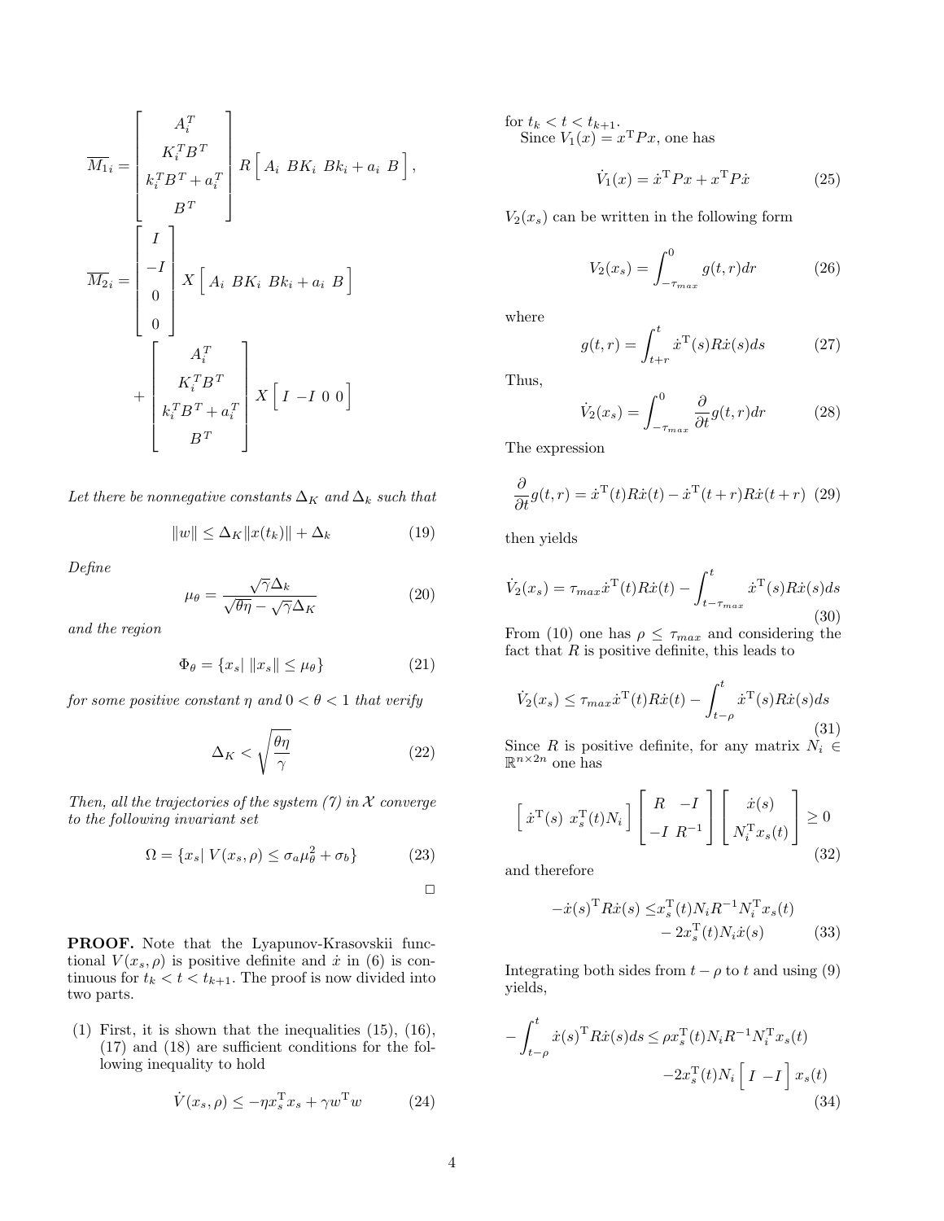$$
\overline{M_1}_i = \begin{bmatrix} A_i^T \\ K_i^T B^T \\ k_i^T B^T + a_i^T \\ B^T \end{bmatrix} R \begin{bmatrix} A_i & BK_i & Bk_i + a_i & B \end{bmatrix},
$$

$$
\overline{M_2}_i = \begin{bmatrix} I \\ -I \\ 0 \\ 0 \end{bmatrix} X \begin{bmatrix} A_i & BK_i & Bk_i + a_i & B \end{bmatrix} + \begin{bmatrix} A_i^T \\ K_i^T B^T \\ k_i^T B^T + a_i^T \\ B^T \end{bmatrix} X \begin{bmatrix} I & -I & 0 & 0 \end{bmatrix}
$$

*Let there be nonnegative constants $\Delta_K$ and $\Delta_k$ such that*

$$
\|w\| \leq \Delta_K \|x(t_k)\| + \Delta_k \tag{19}
$$

*Define*

$$
\mu_\theta = \frac{\sqrt{\gamma}\Delta_k}{\sqrt{\theta\eta} - \sqrt{\gamma}\Delta_K} \tag{20}
$$

*and the region*

$$
\Phi_\theta = \{x_s | \; \|x_s\| \leq \mu_\theta\} \tag{21}
$$

*for some positive constant $\eta$ and $0 < \theta < 1$ that verify*

$$
\Delta_K < \sqrt{\frac{\theta\eta}{\gamma}} \tag{22}
$$

*Then, all the trajectories of the system (7) in $\mathcal{X}$ converge to the following invariant set*

$$
\Omega = \{x_s | \; V(x_s, \rho) \leq \sigma_a \mu_\theta^2 + \sigma_b\} \tag{23}
$$

□

**PROOF.** Note that the Lyapunov-Krasovskii functional $V(x_s, \rho)$ is positive definite and $\dot{x}$ in (6) is continuous for $t_k < t < t_{k+1}$. The proof is now divided into two parts.

(1) First, it is shown that the inequalities (15), (16), (17) and (18) are sufficient conditions for the following inequality to hold

$$
\dot{V}(x_s, \rho) \leq -\eta x_s^{\mathrm{T}} x_s + \gamma w^{\mathrm{T}} w \tag{24}
$$

for $t_k < t < t_{k+1}$.

Since $V_1(x) = x^{\mathrm{T}} P x$, one has

$$
\dot{V}_1(x) = \dot{x}^{\mathrm{T}} P x + x^{\mathrm{T}} P \dot{x} \tag{25}
$$

$V_2(x_s)$ can be written in the following form

$$
V_2(x_s) = \int_{-\tau_{max}}^{0} g(t, r) dr \tag{26}
$$

where

$$
g(t, r) = \int_{t+r}^{t} \dot{x}^{\mathrm{T}}(s) R \dot{x}(s) ds \tag{27}
$$

Thus,

$$
\dot{V}_2(x_s) = \int_{-\tau_{max}}^{0} \frac{\partial}{\partial t} g(t, r) dr \tag{28}
$$

The expression

$$
\frac{\partial}{\partial t} g(t, r) = \dot{x}^{\mathrm{T}}(t) R \dot{x}(t) - \dot{x}^{\mathrm{T}}(t + r) R \dot{x}(t + r) \tag{29}
$$

then yields

$$
\dot{V}_2(x_s) = \tau_{max} \dot{x}^{\mathrm{T}}(t) R \dot{x}(t) - \int_{t-\tau_{max}}^{t} \dot{x}^{\mathrm{T}}(s) R \dot{x}(s) ds \tag{30}
$$

From (10) one has $\rho \leq \tau_{max}$ and considering the fact that $R$ is positive definite, this leads to

$$
\dot{V}_2(x_s) \leq \tau_{max} \dot{x}^{\mathrm{T}}(t) R \dot{x}(t) - \int_{t-\rho}^{t} \dot{x}^{\mathrm{T}}(s) R \dot{x}(s) ds \tag{31}
$$

Since $R$ is positive definite, for any matrix $N_i \in \mathbb{R}^{n \times 2n}$ one has

$$
\begin{bmatrix} \dot{x}^{\mathrm{T}}(s) & x_s^{\mathrm{T}}(t) N_i \end{bmatrix} \begin{bmatrix} R & -I \\ -I & R^{-1} \end{bmatrix} \begin{bmatrix} \dot{x}(s) \\ N_i^{\mathrm{T}} x_s(t) \end{bmatrix} \geq 0 \tag{32}
$$

and therefore

$$
\begin{aligned} -\dot{x}(s)^{\mathrm{T}} R \dot{x}(s) \leq & x_s^{\mathrm{T}}(t) N_i R^{-1} N_i^{\mathrm{T}} x_s(t) \\ & - 2 x_s^{\mathrm{T}}(t) N_i \dot{x}(s) \end{aligned} \tag{33}
$$

Integrating both sides from $t - \rho$ to $t$ and using (9) yields,

$$
\begin{aligned} -\int_{t-\rho}^{t} \dot{x}(s)^{\mathrm{T}} R \dot{x}(s) ds \leq & \rho x_s^{\mathrm{T}}(t) N_i R^{-1} N_i^{\mathrm{T}} x_s(t) \\ & - 2 x_s^{\mathrm{T}}(t) N_i \begin{bmatrix} I & -I \end{bmatrix} x_s(t) \end{aligned} \tag{34}
$$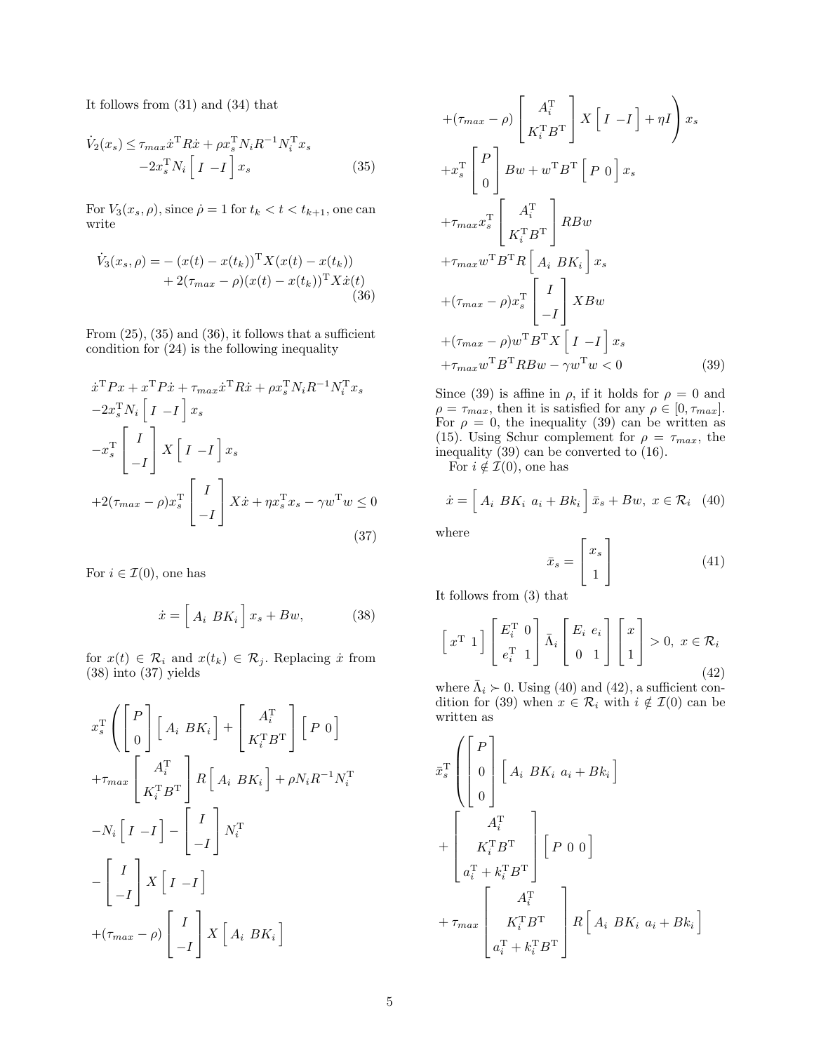It follows from (31) and (34) that

$$
\begin{aligned}
\dot{V}_2(x_s) \leq & \tau_{max} \dot{x}^{\mathrm{T}} R \dot{x} + \rho x_s^{\mathrm{T}} N_i R^{-1} N_i^{\mathrm{T}} x_s \\
& -2 x_s^{\mathrm{T}} N_i \begin{bmatrix} I & -I \end{bmatrix} x_s
\end{aligned} \tag{35}
$$

For $V_3(x_s, \rho)$, since $\dot{\rho} = 1$ for $t_k < t < t_{k+1}$, one can write

$$
\begin{aligned}
\dot{V}_3(x_s, \rho) = & -(x(t) - x(t_k))^{\mathrm{T}} X (x(t) - x(t_k)) \\
& + 2(\tau_{max} - \rho)(x(t) - x(t_k))^{\mathrm{T}} X \dot{x}(t)
\end{aligned} \tag{36}
$$

From (25), (35) and (36), it follows that a sufficient condition for (24) is the following inequality

$$
\begin{aligned}
& \dot{x}^{\mathrm{T}} P x + x^{\mathrm{T}} P \dot{x} + \tau_{max} \dot{x}^{\mathrm{T}} R \dot{x} + \rho x_s^{\mathrm{T}} N_i R^{-1} N_i^{\mathrm{T}} x_s \\
& -2 x_s^{\mathrm{T}} N_i \begin{bmatrix} I & -I \end{bmatrix} x_s \\
& - x_s^{\mathrm{T}} \begin{bmatrix} I \\ -I \end{bmatrix} X \begin{bmatrix} I & -I \end{bmatrix} x_s \\
& +2(\tau_{max} - \rho) x_s^{\mathrm{T}} \begin{bmatrix} I \\ -I \end{bmatrix} X \dot{x} + \eta x_s^{\mathrm{T}} x_s - \gamma w^{\mathrm{T}} w \leq 0
\end{aligned} \tag{37}
$$

For $i \in \mathcal{I}(0)$, one has

$$
\dot{x} = \begin{bmatrix} A_i & BK_i \end{bmatrix} x_s + Bw, \tag{38}
$$

for $x(t) \in \mathcal{R}_i$ and $x(t_k) \in \mathcal{R}_j$. Replacing $\dot{x}$ from (38) into (37) yields

$$
\begin{aligned}
& x_s^{\mathrm{T}} \Bigg( \begin{bmatrix} P \\ 0 \end{bmatrix} \begin{bmatrix} A_i & BK_i \end{bmatrix} + \begin{bmatrix} A_i^{\mathrm{T}} \\ K_i^{\mathrm{T}} B^{\mathrm{T}} \end{bmatrix} \begin{bmatrix} P & 0 \end{bmatrix} \\
& + \tau_{max} \begin{bmatrix} A_i^{\mathrm{T}} \\ K_i^{\mathrm{T}} B^{\mathrm{T}} \end{bmatrix} R \begin{bmatrix} A_i & BK_i \end{bmatrix} + \rho N_i R^{-1} N_i^{\mathrm{T}} \\
& - N_i \begin{bmatrix} I & -I \end{bmatrix} - \begin{bmatrix} I \\ -I \end{bmatrix} N_i^{\mathrm{T}} \\
& - \begin{bmatrix} I \\ -I \end{bmatrix} X \begin{bmatrix} I & -I \end{bmatrix} \\
& + (\tau_{max} - \rho) \begin{bmatrix} I \\ -I \end{bmatrix} X \begin{bmatrix} A_i & BK_i \end{bmatrix} \\
& + (\tau_{max} - \rho) \begin{bmatrix} A_i^{\mathrm{T}} \\ K_i^{\mathrm{T}} B^{\mathrm{T}} \end{bmatrix} X \begin{bmatrix} I & -I \end{bmatrix} + \eta I \Bigg) x_s \\
& + x_s^{\mathrm{T}} \begin{bmatrix} P \\ 0 \end{bmatrix} Bw + w^{\mathrm{T}} B^{\mathrm{T}} \begin{bmatrix} P & 0 \end{bmatrix} x_s \\
& + \tau_{max} x_s^{\mathrm{T}} \begin{bmatrix} A_i^{\mathrm{T}} \\ K_i^{\mathrm{T}} B^{\mathrm{T}} \end{bmatrix} RBw \\
& + \tau_{max} w^{\mathrm{T}} B^{\mathrm{T}} R \begin{bmatrix} A_i & BK_i \end{bmatrix} x_s \\
& + (\tau_{max} - \rho) x_s^{\mathrm{T}} \begin{bmatrix} I \\ -I \end{bmatrix} XBw \\
& + (\tau_{max} - \rho) w^{\mathrm{T}} B^{\mathrm{T}} X \begin{bmatrix} I & -I \end{bmatrix} x_s \\
& + \tau_{max} w^{\mathrm{T}} B^{\mathrm{T}} RBw - \gamma w^{\mathrm{T}} w < 0
\end{aligned} \tag{39}
$$

Since (39) is affine in $\rho$, if it holds for $\rho = 0$ and $\rho = \tau_{max}$, then it is satisfied for any $\rho \in [0, \tau_{max}]$. For $\rho = 0$, the inequality (39) can be written as (15). Using Schur complement for $\rho = \tau_{max}$, the inequality (39) can be converted to (16).

For $i \notin \mathcal{I}(0)$, one has

$$
\dot{x} = \begin{bmatrix} A_i & BK_i & a_i + Bk_i \end{bmatrix} \bar{x}_s + Bw, \ x \in \mathcal{R}_i \tag{40}
$$

where

$$
\bar{x}_s = \begin{bmatrix} x_s \\ 1 \end{bmatrix} \tag{41}
$$

It follows from (3) that

$$
\begin{bmatrix} x^{\mathrm{T}} & 1 \end{bmatrix} \begin{bmatrix} E_i^{\mathrm{T}} & 0 \\ e_i^{\mathrm{T}} & 1 \end{bmatrix} \bar{\Lambda}_i \begin{bmatrix} E_i & e_i \\ 0 & 1 \end{bmatrix} \begin{bmatrix} x \\ 1 \end{bmatrix} > 0, \ x \in \mathcal{R}_i \tag{42}
$$

where $\bar{\Lambda}_i \succ 0$. Using (40) and (42), a sufficient condition for (39) when $x \in \mathcal{R}_i$ with $i \notin \mathcal{I}(0)$ can be written as

$$
\begin{aligned}
& \bar{x}_s^{\mathrm{T}} \Bigg( \begin{bmatrix} P \\ 0 \\ 0 \end{bmatrix} \begin{bmatrix} A_i & BK_i & a_i + Bk_i \end{bmatrix} \\
& + \begin{bmatrix} A_i^{\mathrm{T}} \\ K_i^{\mathrm{T}} B^{\mathrm{T}} \\ a_i^{\mathrm{T}} + k_i^{\mathrm{T}} B^{\mathrm{T}} \end{bmatrix} \begin{bmatrix} P & 0 & 0 \end{bmatrix} \\
& + \tau_{max} \begin{bmatrix} A_i^{\mathrm{T}} \\ K_i^{\mathrm{T}} B^{\mathrm{T}} \\ a_i^{\mathrm{T}} + k_i^{\mathrm{T}} B^{\mathrm{T}} \end{bmatrix} R \begin{bmatrix} A_i & BK_i & a_i + Bk_i \end{bmatrix}
\end{aligned}
$$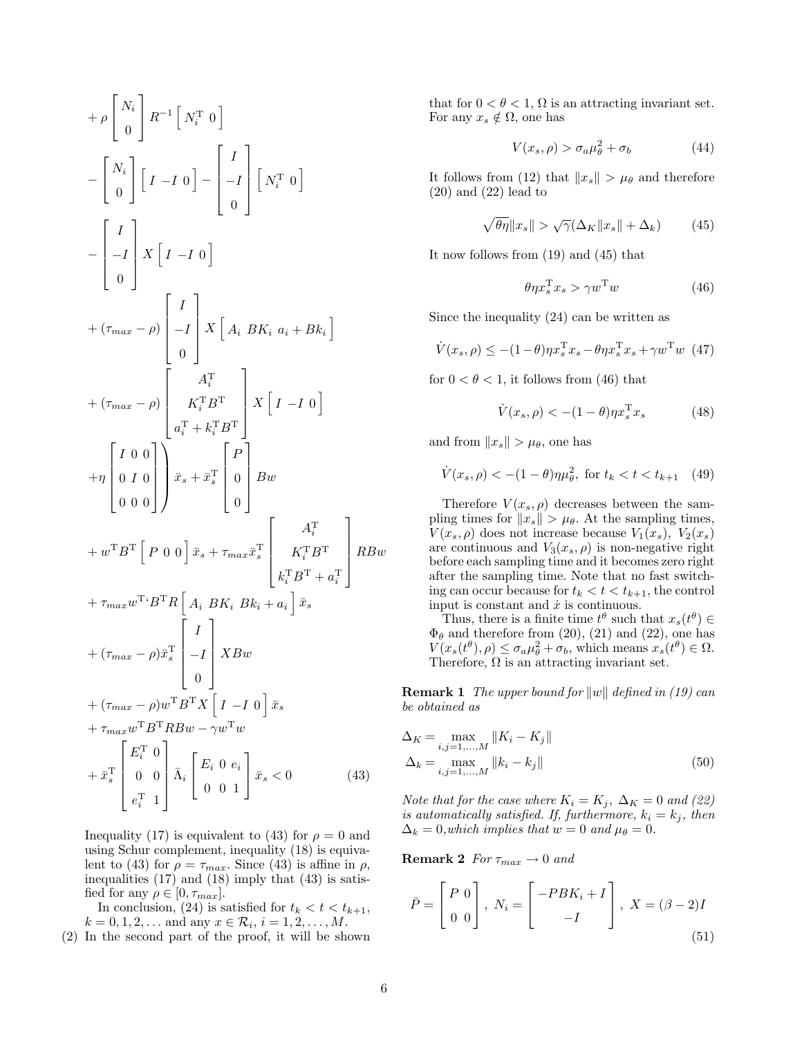$$
\begin{aligned}
&+\rho \begin{bmatrix} N_i \\ 0 \end{bmatrix} R^{-1} \begin{bmatrix} N_i^{\mathrm{T}} & 0 \end{bmatrix} \\
&- \begin{bmatrix} N_i \\ 0 \end{bmatrix} \begin{bmatrix} I & -I & 0 \end{bmatrix} - \begin{bmatrix} I \\ -I \\ 0 \end{bmatrix} \begin{bmatrix} N_i^{\mathrm{T}} & 0 \end{bmatrix} \\
&- \begin{bmatrix} I \\ -I \\ 0 \end{bmatrix} X \begin{bmatrix} I & -I & 0 \end{bmatrix} \\
&+ (\tau_{max} - \rho) \begin{bmatrix} I \\ -I \\ 0 \end{bmatrix} X \begin{bmatrix} A_i & BK_i & a_i + Bk_i \end{bmatrix} \\
&+ (\tau_{max} - \rho) \begin{bmatrix} A_i^{\mathrm{T}} \\ K_i^{\mathrm{T}} B^{\mathrm{T}} \\ a_i^{\mathrm{T}} + k_i^{\mathrm{T}} B^{\mathrm{T}} \end{bmatrix} X \begin{bmatrix} I & -I & 0 \end{bmatrix} \\
&+\eta \begin{bmatrix} I & 0 & 0 \\ 0 & I & 0 \\ 0 & 0 & 0 \end{bmatrix} \Bigg) \bar{x}_s + \bar{x}_s^{\mathrm{T}} \begin{bmatrix} P \\ 0 \\ 0 \end{bmatrix} Bw \\
&+ w^{\mathrm{T}} B^{\mathrm{T}} \begin{bmatrix} P & 0 & 0 \end{bmatrix} \bar{x}_s + \tau_{max} \bar{x}_s^{\mathrm{T}} \begin{bmatrix} A_i^{\mathrm{T}} \\ K_i^{\mathrm{T}} B^{\mathrm{T}} \\ k_i^{\mathrm{T}} B^{\mathrm{T}} + a_i^{\mathrm{T}} \end{bmatrix} RBw \\
&+ \tau_{max} w^{\mathrm{T}} B^{\mathrm{T}} R \begin{bmatrix} A_i & BK_i & Bk_i + a_i \end{bmatrix} \bar{x}_s \\
&+ (\tau_{max} - \rho) \bar{x}_s^{\mathrm{T}} \begin{bmatrix} I \\ -I \\ 0 \end{bmatrix} XBw \\
&+ (\tau_{max} - \rho) w^{\mathrm{T}} B^{\mathrm{T}} X \begin{bmatrix} I & -I & 0 \end{bmatrix} \bar{x}_s \\
&+ \tau_{max} w^{\mathrm{T}} B^{\mathrm{T}} RBw - \gamma w^{\mathrm{T}} w \\
&+ \bar{x}_s^{\mathrm{T}} \begin{bmatrix} E_i^{\mathrm{T}} & 0 \\ 0 & 0 \\ e_i^{\mathrm{T}} & 1 \end{bmatrix} \bar{\Lambda}_i \begin{bmatrix} E_i & 0 & e_i \\ 0 & 0 & 1 \end{bmatrix} \bar{x}_s < 0 \qquad (43)
\end{aligned}
$$

Inequality (17) is equivalent to (43) for $\rho = 0$ and using Schur complement, inequality (18) is equivalent to (43) for $\rho = \tau_{max}$. Since (43) is affine in $\rho$, inequalities (17) and (18) imply that (43) is satisfied for any $\rho \in [0, \tau_{max}]$.

In conclusion, (24) is satisfied for $t_k < t < t_{k+1}$, $k = 0, 1, 2, \ldots$ and any $x \in \mathcal{R}_i$, $i = 1, 2, \ldots, M$.

(2) In the second part of the proof, it will be shown that for $0 < \theta < 1$, $\Omega$ is an attracting invariant set. For any $x_s \notin \Omega$, one has

$$
V(x_s, \rho) > \sigma_a \mu_\theta^2 + \sigma_b \qquad (44)
$$

It follows from (12) that $\|x_s\| > \mu_\theta$ and therefore (20) and (22) lead to

$$
\sqrt{\theta\eta}\|x_s\| > \sqrt{\gamma}(\Delta_K \|x_s\| + \Delta_k) \qquad (45)
$$

It now follows from (19) and (45) that

$$
\theta\eta x_s^{\mathrm{T}} x_s > \gamma w^{\mathrm{T}} w \qquad (46)
$$

Since the inequality (24) can be written as

$$
\dot{V}(x_s, \rho) \leq -(1-\theta)\eta x_s^{\mathrm{T}} x_s - \theta\eta x_s^{\mathrm{T}} x_s + \gamma w^{\mathrm{T}} w \qquad (47)
$$

for $0 < \theta < 1$, it follows from (46) that

$$
\dot{V}(x_s, \rho) < -(1-\theta)\eta x_s^{\mathrm{T}} x_s \qquad (48)
$$

and from $\|x_s\| > \mu_\theta$, one has

$$
\dot{V}(x_s, \rho) < -(1-\theta)\eta\mu_\theta^2, \text{ for } t_k < t < t_{k+1} \qquad (49)
$$

Therefore $V(x_s, \rho)$ decreases between the sampling times for $\|x_s\| > \mu_\theta$. At the sampling times, $V(x_s, \rho)$ does not increase because $V_1(x_s)$, $V_2(x_s)$ are continuous and $V_3(x_s, \rho)$ is non-negative right before each sampling time and it becomes zero right after the sampling time. Note that no fast switching can occur because for $t_k < t < t_{k+1}$, the control input is constant and $\dot{x}$ is continuous.

Thus, there is a finite time $t^\theta$ such that $x_s(t^\theta) \in \Phi_\theta$ and therefore from (20), (21) and (22), one has $V(x_s(t^\theta), \rho) \leq \sigma_a \mu_\theta^2 + \sigma_b$, which means $x_s(t^\theta) \in \Omega$. Therefore, $\Omega$ is an attracting invariant set.

**Remark 1** *The upper bound for $\|w\|$ defined in (19) can be obtained as*

$$
\begin{aligned}
\Delta_K &= \max_{i,j=1,\ldots,M} \|K_i - K_j\| \\
\Delta_k &= \max_{i,j=1,\ldots,M} \|k_i - k_j\|
\end{aligned} \qquad (50)
$$

*Note that for the case where $K_i = K_j$, $\Delta_K = 0$ and (22) is automatically satisfied. If, furthermore, $k_i = k_j$, then $\Delta_k = 0$, which implies that $w = 0$ and $\mu_\theta = 0$.*

**Remark 2** *For $\tau_{max} \to 0$ and*

$$
\bar{P} = \begin{bmatrix} P & 0 \\ 0 & 0 \end{bmatrix}, \; N_i = \begin{bmatrix} -PBK_i + I \\ -I \end{bmatrix}, \; X = (\beta - 2)I \qquad (51)
$$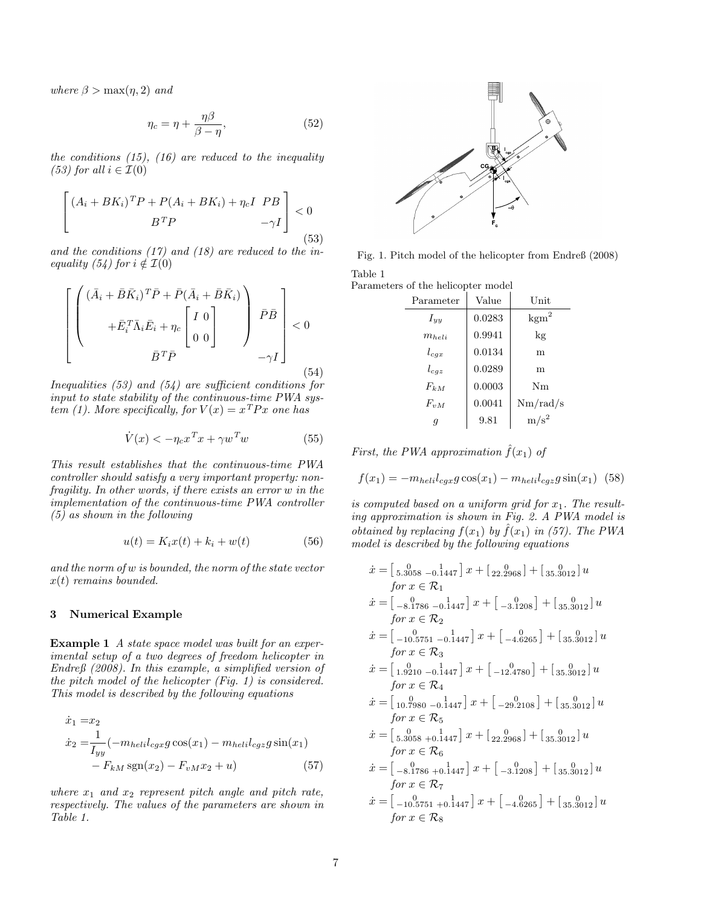*where* $\beta > \max(\eta, 2)$ *and*

$$\eta_c = \eta + \frac{\eta\beta}{\beta - \eta}, \tag{52}$$

*the conditions (15), (16) are reduced to the inequality (53) for all* $i \in \mathcal{I}(0)$

$$\begin{bmatrix} (A_i + BK_i)^T P + P(A_i + BK_i) + \eta_c I & PB \\ B^T P & -\gamma I \end{bmatrix} < 0 \tag{53}$$

*and the conditions (17) and (18) are reduced to the inequality (54) for* $i \notin \mathcal{I}(0)$

$$\begin{bmatrix} \left( \begin{array}{c} (\bar{A}_i + \bar{B}\bar{K}_i)^T \bar{P} + \bar{P}(\bar{A}_i + \bar{B}\bar{K}_i) \\ + \bar{E}_i^T \bar{\Lambda}_i \bar{E}_i + \eta_c \begin{bmatrix} I & 0 \\ 0 & 0 \end{bmatrix} \end{array} \right) & \bar{P}\bar{B} \\ \bar{B}^T \bar{P} & -\gamma I \end{bmatrix} < 0 \tag{54}$$

*Inequalities (53) and (54) are sufficient conditions for input to state stability of the continuous-time PWA system (1). More specifically, for* $V(x) = x^T P x$ *one has*

$$\dot{V}(x) < -\eta_c x^T x + \gamma w^T w \tag{55}$$

*This result establishes that the continuous-time PWA controller should satisfy a very important property: non-fragility. In other words, if there exists an error* $w$ *in the implementation of the continuous-time PWA controller (5) as shown in the following*

$$u(t) = K_i x(t) + k_i + w(t) \tag{56}$$

*and the norm of* $w$ *is bounded, the norm of the state vector* $x(t)$ *remains bounded.*

## 3 Numerical Example

**Example 1** *A state space model was built for an experimental setup of a two degrees of freedom helicopter in Endreß (2008). In this example, a simplified version of the pitch model of the helicopter (Fig. 1) is considered. This model is described by the following equations*

$$\begin{aligned} \dot{x}_1 &= x_2 \\ \dot{x}_2 &= \frac{1}{I_{yy}}(-m_{heli} l_{cgx} g \cos(x_1) - m_{heli} l_{cgz} g \sin(x_1) \\ &\quad - F_{kM} \operatorname{sgn}(x_2) - F_{vM} x_2 + u) \end{aligned} \tag{57}$$

*where* $x_1$ *and* $x_2$ *represent pitch angle and pitch rate, respectively. The values of the parameters are shown in Table 1.*

Fig. 1. Pitch model of the helicopter from Endreß (2008)

Table 1
Parameters of the helicopter model

| Parameter | Value | Unit |
|---|---|---|
| $I_{yy}$ | 0.0283 | $\mathrm{kgm}^2$ |
| $m_{heli}$ | 0.9941 | kg |
| $l_{cgx}$ | 0.0134 | m |
| $l_{cgz}$ | 0.0289 | m |
| $F_{kM}$ | 0.0003 | Nm |
| $F_{vM}$ | 0.0041 | Nm/rad/s |
| $g$ | 9.81 | $\mathrm{m/s}^2$ |

*First, the PWA approximation* $\hat{f}(x_1)$ *of*

$$f(x_1) = -m_{heli} l_{cgx} g \cos(x_1) - m_{heli} l_{cgz} g \sin(x_1) \tag{58}$$

*is computed based on a uniform grid for* $x_1$. *The resulting approximation is shown in Fig. 2. A PWA model is obtained by replacing* $f(x_1)$ *by* $\hat{f}(x_1)$ *in (57). The PWA model is described by the following equations*

$$\dot{x} = \begin{bmatrix} 0 & 1 \\ 5.3058 & -0.1447 \end{bmatrix} x + \begin{bmatrix} 0 \\ 22.2968 \end{bmatrix} + \begin{bmatrix} 0 \\ 35.3012 \end{bmatrix} u \quad \text{for } x \in \mathcal{R}_1$$

$$\dot{x} = \begin{bmatrix} 0 & 1 \\ -8.1786 & -0.1447 \end{bmatrix} x + \begin{bmatrix} 0 \\ -3.1208 \end{bmatrix} + \begin{bmatrix} 0 \\ 35.3012 \end{bmatrix} u \quad \text{for } x \in \mathcal{R}_2$$

$$\dot{x} = \begin{bmatrix} 0 & 1 \\ -10.5751 & -0.1447 \end{bmatrix} x + \begin{bmatrix} 0 \\ -4.6265 \end{bmatrix} + \begin{bmatrix} 0 \\ 35.3012 \end{bmatrix} u \quad \text{for } x \in \mathcal{R}_3$$

$$\dot{x} = \begin{bmatrix} 0 & 1 \\ 1.9210 & -0.1447 \end{bmatrix} x + \begin{bmatrix} 0 \\ -12.4780 \end{bmatrix} + \begin{bmatrix} 0 \\ 35.3012 \end{bmatrix} u \quad \text{for } x \in \mathcal{R}_4$$

$$\dot{x} = \begin{bmatrix} 0 & 1 \\ 10.7980 & -0.1447 \end{bmatrix} x + \begin{bmatrix} 0 \\ -29.2108 \end{bmatrix} + \begin{bmatrix} 0 \\ 35.3012 \end{bmatrix} u \quad \text{for } x \in \mathcal{R}_5$$

$$\dot{x} = \begin{bmatrix} 0 & 1 \\ 5.3058 & +0.1447 \end{bmatrix} x + \begin{bmatrix} 0 \\ 22.2968 \end{bmatrix} + \begin{bmatrix} 0 \\ 35.3012 \end{bmatrix} u \quad \text{for } x \in \mathcal{R}_6$$

$$\dot{x} = \begin{bmatrix} 0 & 1 \\ -8.1786 & +0.1447 \end{bmatrix} x + \begin{bmatrix} 0 \\ -3.1208 \end{bmatrix} + \begin{bmatrix} 0 \\ 35.3012 \end{bmatrix} u \quad \text{for } x \in \mathcal{R}_7$$

$$\dot{x} = \begin{bmatrix} 0 & 1 \\ -10.5751 & +0.1447 \end{bmatrix} x + \begin{bmatrix} 0 \\ -4.6265 \end{bmatrix} + \begin{bmatrix} 0 \\ 35.3012 \end{bmatrix} u \quad \text{for } x \in \mathcal{R}_8$$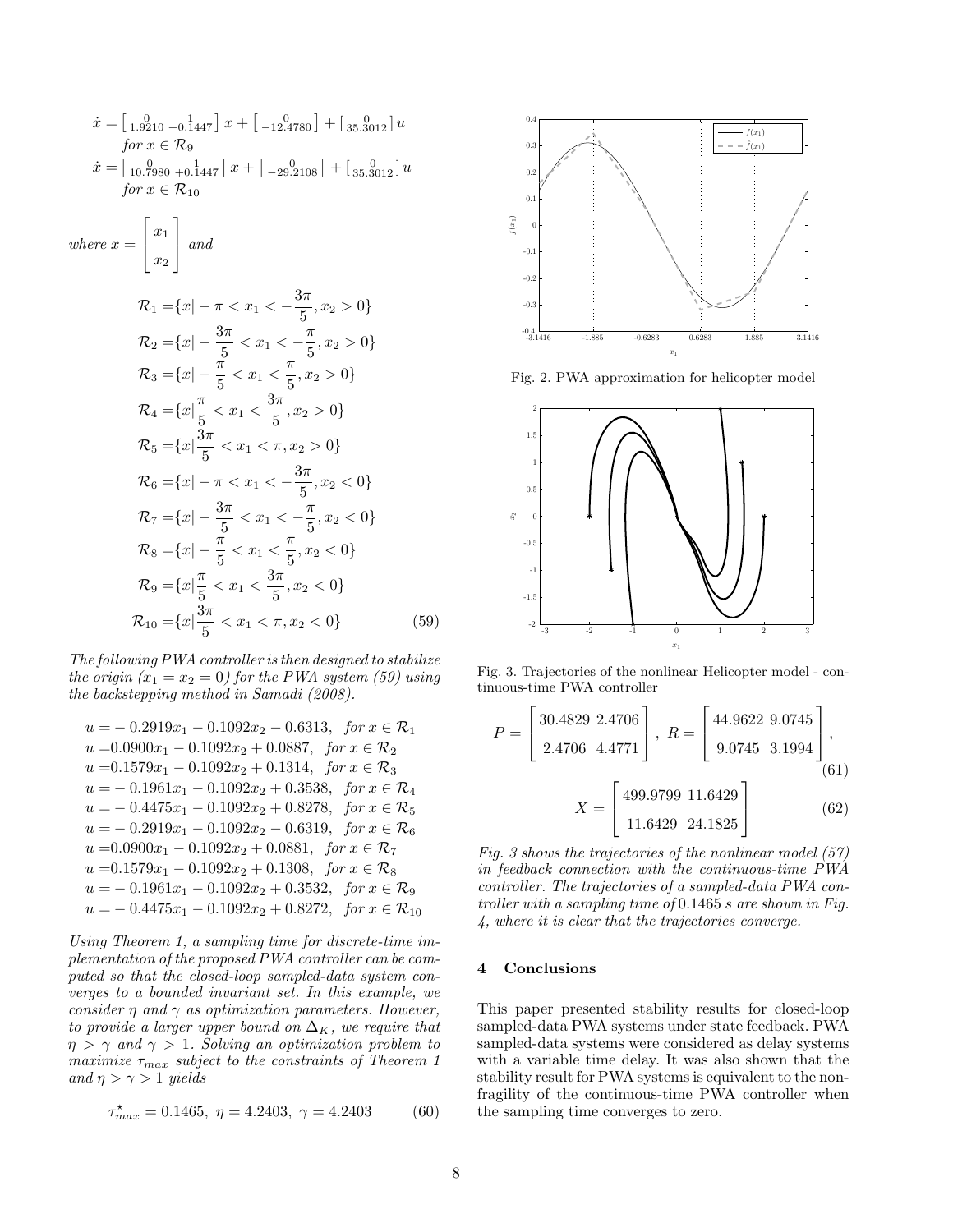$$\dot{x} = \begin{bmatrix} 0 & 1 \\ 1.9210 & +0.1447 \end{bmatrix} x + \begin{bmatrix} 0 \\ -12.4780 \end{bmatrix} + \begin{bmatrix} 0 \\ 35.3012 \end{bmatrix} u$$
*for* $x \in \mathcal{R}_9$

$$\dot{x} = \begin{bmatrix} 0 & 1 \\ 10.7980 & +0.1447 \end{bmatrix} x + \begin{bmatrix} 0 \\ -29.2108 \end{bmatrix} + \begin{bmatrix} 0 \\ 35.3012 \end{bmatrix} u$$
*for* $x \in \mathcal{R}_{10}$

*where* $x = \begin{bmatrix} x_1 \\ x_2 \end{bmatrix}$ *and*

$$\begin{aligned}
\mathcal{R}_1 =& \{x| -\pi < x_1 < -\frac{3\pi}{5}, x_2 > 0\} \\
\mathcal{R}_2 =& \{x| -\frac{3\pi}{5} < x_1 < -\frac{\pi}{5}, x_2 > 0\} \\
\mathcal{R}_3 =& \{x| -\frac{\pi}{5} < x_1 < \frac{\pi}{5}, x_2 > 0\} \\
\mathcal{R}_4 =& \{x| \frac{\pi}{5} < x_1 < \frac{3\pi}{5}, x_2 > 0\} \\
\mathcal{R}_5 =& \{x| \frac{3\pi}{5} < x_1 < \pi, x_2 > 0\} \\
\mathcal{R}_6 =& \{x| -\pi < x_1 < -\frac{3\pi}{5}, x_2 < 0\} \\
\mathcal{R}_7 =& \{x| -\frac{3\pi}{5} < x_1 < -\frac{\pi}{5}, x_2 < 0\} \\
\mathcal{R}_8 =& \{x| -\frac{\pi}{5} < x_1 < \frac{\pi}{5}, x_2 < 0\} \\
\mathcal{R}_9 =& \{x| \frac{\pi}{5} < x_1 < \frac{3\pi}{5}, x_2 < 0\} \\
\mathcal{R}_{10} =& \{x| \frac{3\pi}{5} < x_1 < \pi, x_2 < 0\}
\end{aligned} \tag{59}$$

*The following PWA controller is then designed to stabilize the origin ($x_1 = x_2 = 0$) for the PWA system (59) using the backstepping method in Samadi (2008).*

$$\begin{aligned}
u =& -0.2919x_1 - 0.1092x_2 - 0.6313, \quad \textit{for } x \in \mathcal{R}_1 \\
u =& 0.0900x_1 - 0.1092x_2 + 0.0887, \quad \textit{for } x \in \mathcal{R}_2 \\
u =& 0.1579x_1 - 0.1092x_2 + 0.1314, \quad \textit{for } x \in \mathcal{R}_3 \\
u =& -0.1961x_1 - 0.1092x_2 + 0.3538, \quad \textit{for } x \in \mathcal{R}_4 \\
u =& -0.4475x_1 - 0.1092x_2 + 0.8278, \quad \textit{for } x \in \mathcal{R}_5 \\
u =& -0.2919x_1 - 0.1092x_2 - 0.6319, \quad \textit{for } x \in \mathcal{R}_6 \\
u =& 0.0900x_1 - 0.1092x_2 + 0.0881, \quad \textit{for } x \in \mathcal{R}_7 \\
u =& 0.1579x_1 - 0.1092x_2 + 0.1308, \quad \textit{for } x \in \mathcal{R}_8 \\
u =& -0.1961x_1 - 0.1092x_2 + 0.3532, \quad \textit{for } x \in \mathcal{R}_9 \\
u =& -0.4475x_1 - 0.1092x_2 + 0.8272, \quad \textit{for } x \in \mathcal{R}_{10}
\end{aligned}$$

*Using Theorem 1, a sampling time for discrete-time implementation of the proposed PWA controller can be computed so that the closed-loop sampled-data system converges to a bounded invariant set. In this example, we consider $\eta$ and $\gamma$ as optimization parameters. However, to provide a larger upper bound on $\Delta_K$, we require that $\eta > \gamma$ and $\gamma > 1$. Solving an optimization problem to maximize $\tau_{max}$ subject to the constraints of Theorem 1 and $\eta > \gamma > 1$ yields*

$$\tau^{\star}_{max} = 0.1465, \ \eta = 4.2403, \ \gamma = 4.2403 \tag{60}$$

Fig. 2. PWA approximation for helicopter model

Fig. 3. Trajectories of the nonlinear Helicopter model - continuous-time PWA controller

$$P = \begin{bmatrix} 30.4829 & 2.4706 \\ 2.4706 & 4.4771 \end{bmatrix}, \ R = \begin{bmatrix} 44.9622 & 9.0745 \\ 9.0745 & 3.1994 \end{bmatrix}, \tag{61}$$

$$X = \begin{bmatrix} 499.9799 & 11.6429 \\ 11.6429 & 24.1825 \end{bmatrix} \tag{62}$$

*Fig. 3 shows the trajectories of the nonlinear model (57) in feedback connection with the continuous-time PWA controller. The trajectories of a sampled-data PWA controller with a sampling time of* 0.1465 *s are shown in Fig. 4, where it is clear that the trajectories converge.*

## 4 Conclusions

This paper presented stability results for closed-loop sampled-data PWA systems under state feedback. PWA sampled-data systems were considered as delay systems with a variable time delay. It was also shown that the stability result for PWA systems is equivalent to the non-fragility of the continuous-time PWA controller when the sampling time converges to zero.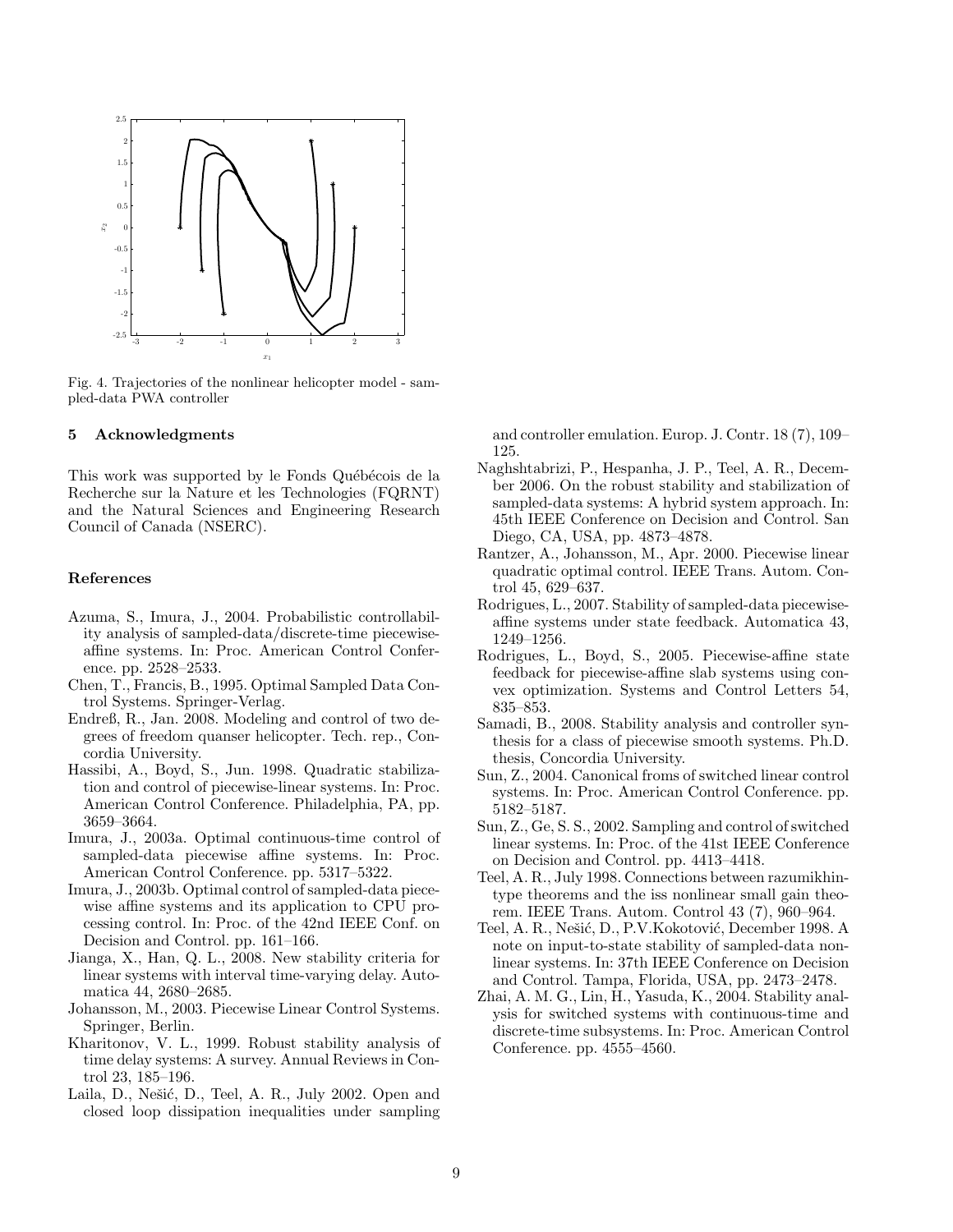2.5
2
1.5
1
0.5
0
-0.5
-1
-1.5
-2
-2.5

-3 -2 -1 0 1 2 3

$x_2$

$x_1$

Fig. 4. Trajectories of the nonlinear helicopter model - sampled-data PWA controller

## 5 Acknowledgments

This work was supported by le Fonds Québécois de la Recherche sur la Nature et les Technologies (FQRNT) and the Natural Sciences and Engineering Research Council of Canada (NSERC).

## References

Azuma, S., Imura, J., 2004. Probabilistic controllability analysis of sampled-data/discrete-time piecewise-affine systems. In: Proc. American Control Conference. pp. 2528–2533.

Chen, T., Francis, B., 1995. Optimal Sampled Data Control Systems. Springer-Verlag.

Endreß, R., Jan. 2008. Modeling and control of two degrees of freedom quanser helicopter. Tech. rep., Concordia University.

Hassibi, A., Boyd, S., Jun. 1998. Quadratic stabilization and control of piecewise-linear systems. In: Proc. American Control Conference. Philadelphia, PA, pp. 3659–3664.

Imura, J., 2003a. Optimal continuous-time control of sampled-data piecewise affine systems. In: Proc. American Control Conference. pp. 5317–5322.

Imura, J., 2003b. Optimal control of sampled-data piecewise affine systems and its application to CPU processing control. In: Proc. of the 42nd IEEE Conf. on Decision and Control. pp. 161–166.

Jianga, X., Han, Q. L., 2008. New stability criteria for linear systems with interval time-varying delay. Automatica 44, 2680–2685.

Johansson, M., 2003. Piecewise Linear Control Systems. Springer, Berlin.

Kharitonov, V. L., 1999. Robust stability analysis of time delay systems: A survey. Annual Reviews in Control 23, 185–196.

Laila, D., Nešić, D., Teel, A. R., July 2002. Open and closed loop dissipation inequalities under sampling and controller emulation. Europ. J. Contr. 18 (7), 109–125.

Naghshtabrizi, P., Hespanha, J. P., Teel, A. R., December 2006. On the robust stability and stabilization of sampled-data systems: A hybrid system approach. In: 45th IEEE Conference on Decision and Control. San Diego, CA, USA, pp. 4873–4878.

Rantzer, A., Johansson, M., Apr. 2000. Piecewise linear quadratic optimal control. IEEE Trans. Autom. Control 45, 629–637.

Rodrigues, L., 2007. Stability of sampled-data piecewise-affine systems under state feedback. Automatica 43, 1249–1256.

Rodrigues, L., Boyd, S., 2005. Piecewise-affine state feedback for piecewise-affine slab systems using convex optimization. Systems and Control Letters 54, 835–853.

Samadi, B., 2008. Stability analysis and controller synthesis for a class of piecewise smooth systems. Ph.D. thesis, Concordia University.

Sun, Z., 2004. Canonical froms of switched linear control systems. In: Proc. American Control Conference. pp. 5182–5187.

Sun, Z., Ge, S. S., 2002. Sampling and control of switched linear systems. In: Proc. of the 41st IEEE Conference on Decision and Control. pp. 4413–4418.

Teel, A. R., July 1998. Connections between razumikhin-type theorems and the iss nonlinear small gain theorem. IEEE Trans. Autom. Control 43 (7), 960–964.

Teel, A. R., Nešić, D., P.V.Kokotović, December 1998. A note on input-to-state stability of sampled-data nonlinear systems. In: 37th IEEE Conference on Decision and Control. Tampa, Florida, USA, pp. 2473–2478.

Zhai, A. M. G., Lin, H., Yasuda, K., 2004. Stability analysis for switched systems with continuous-time and discrete-time subsystems. In: Proc. American Control Conference. pp. 4555–4560.